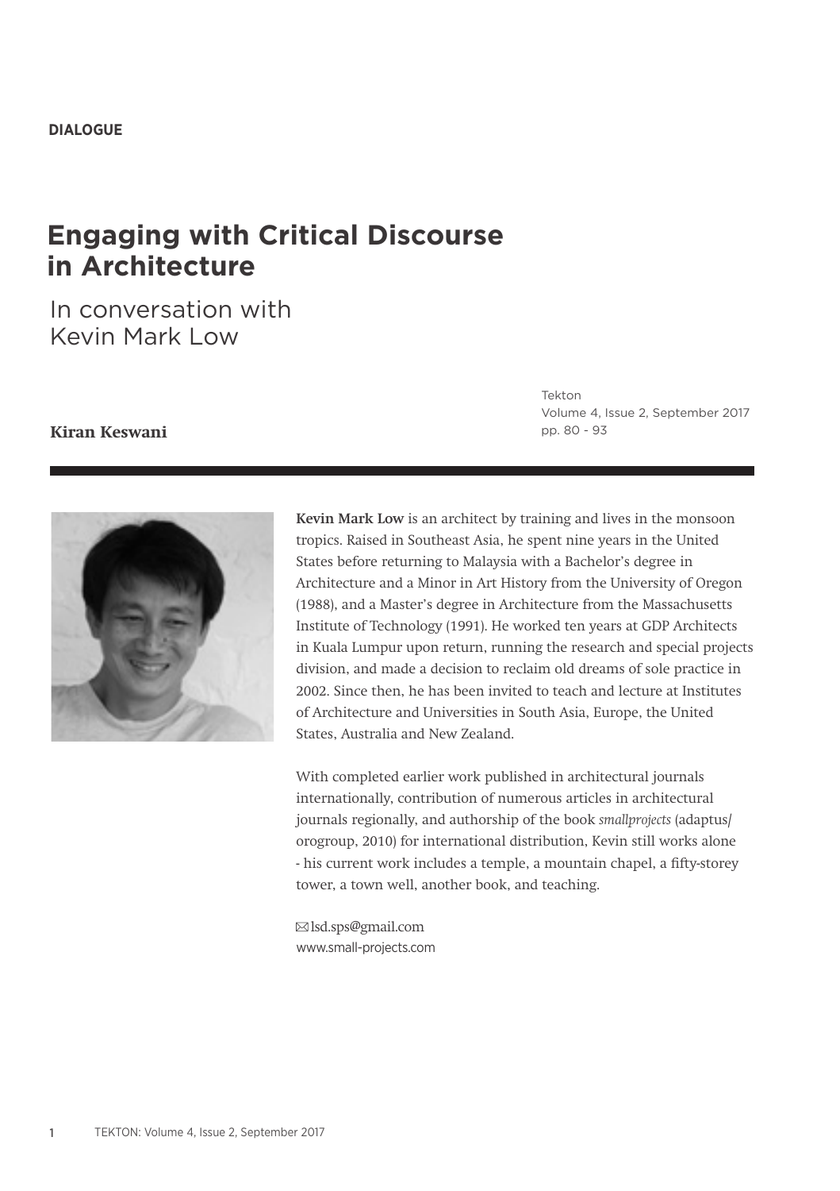**DIALOGUE**

# Engaging with Critical Discourse in Architecture

## In conversation with Kevin Mark Low

**Kiran Keswani**

Tekton
Volume 4, Issue 2, September 2017
pp. 80 - 93

**Kevin Mark Low** is an architect by training and lives in the monsoon tropics. Raised in Southeast Asia, he spent nine years in the United States before returning to Malaysia with a Bachelor's degree in Architecture and a Minor in Art History from the University of Oregon (1988), and a Master's degree in Architecture from the Massachusetts Institute of Technology (1991). He worked ten years at GDP Architects in Kuala Lumpur upon return, running the research and special projects division, and made a decision to reclaim old dreams of sole practice in 2002. Since then, he has been invited to teach and lecture at Institutes of Architecture and Universities in South Asia, Europe, the United States, Australia and New Zealand.

With completed earlier work published in architectural journals internationally, contribution of numerous articles in architectural journals regionally, and authorship of the book *smallprojects* (adaptus/orogroup, 2010) for international distribution, Kevin still works alone - his current work includes a temple, a mountain chapel, a fifty-storey tower, a town well, another book, and teaching.

✉ lsd.sps@gmail.com
www.small-projects.com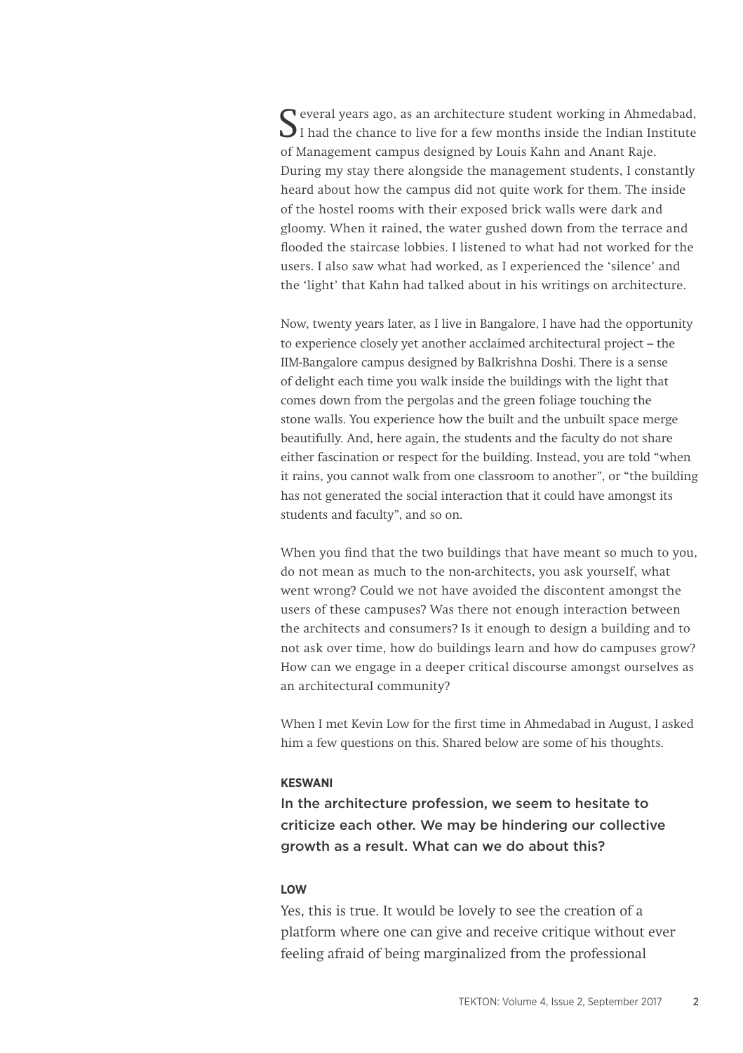Several years ago, as an architecture student working in Ahmedabad, I had the chance to live for a few months inside the Indian Institute of Management campus designed by Louis Kahn and Anant Raje. During my stay there alongside the management students, I constantly heard about how the campus did not quite work for them. The inside of the hostel rooms with their exposed brick walls were dark and gloomy. When it rained, the water gushed down from the terrace and flooded the staircase lobbies. I listened to what had not worked for the users. I also saw what had worked, as I experienced the 'silence' and the 'light' that Kahn had talked about in his writings on architecture.

Now, twenty years later, as I live in Bangalore, I have had the opportunity to experience closely yet another acclaimed architectural project – the IIM-Bangalore campus designed by Balkrishna Doshi. There is a sense of delight each time you walk inside the buildings with the light that comes down from the pergolas and the green foliage touching the stone walls. You experience how the built and the unbuilt space merge beautifully. And, here again, the students and the faculty do not share either fascination or respect for the building. Instead, you are told "when it rains, you cannot walk from one classroom to another", or "the building has not generated the social interaction that it could have amongst its students and faculty", and so on.

When you find that the two buildings that have meant so much to you, do not mean as much to the non-architects, you ask yourself, what went wrong? Could we not have avoided the discontent amongst the users of these campuses? Was there not enough interaction between the architects and consumers? Is it enough to design a building and to not ask over time, how do buildings learn and how do campuses grow? How can we engage in a deeper critical discourse amongst ourselves as an architectural community?

When I met Kevin Low for the first time in Ahmedabad in August, I asked him a few questions on this. Shared below are some of his thoughts.

**KESWANI**

In the architecture profession, we seem to hesitate to criticize each other. We may be hindering our collective growth as a result. What can we do about this?

**LOW**

Yes, this is true. It would be lovely to see the creation of a platform where one can give and receive critique without ever feeling afraid of being marginalized from the professional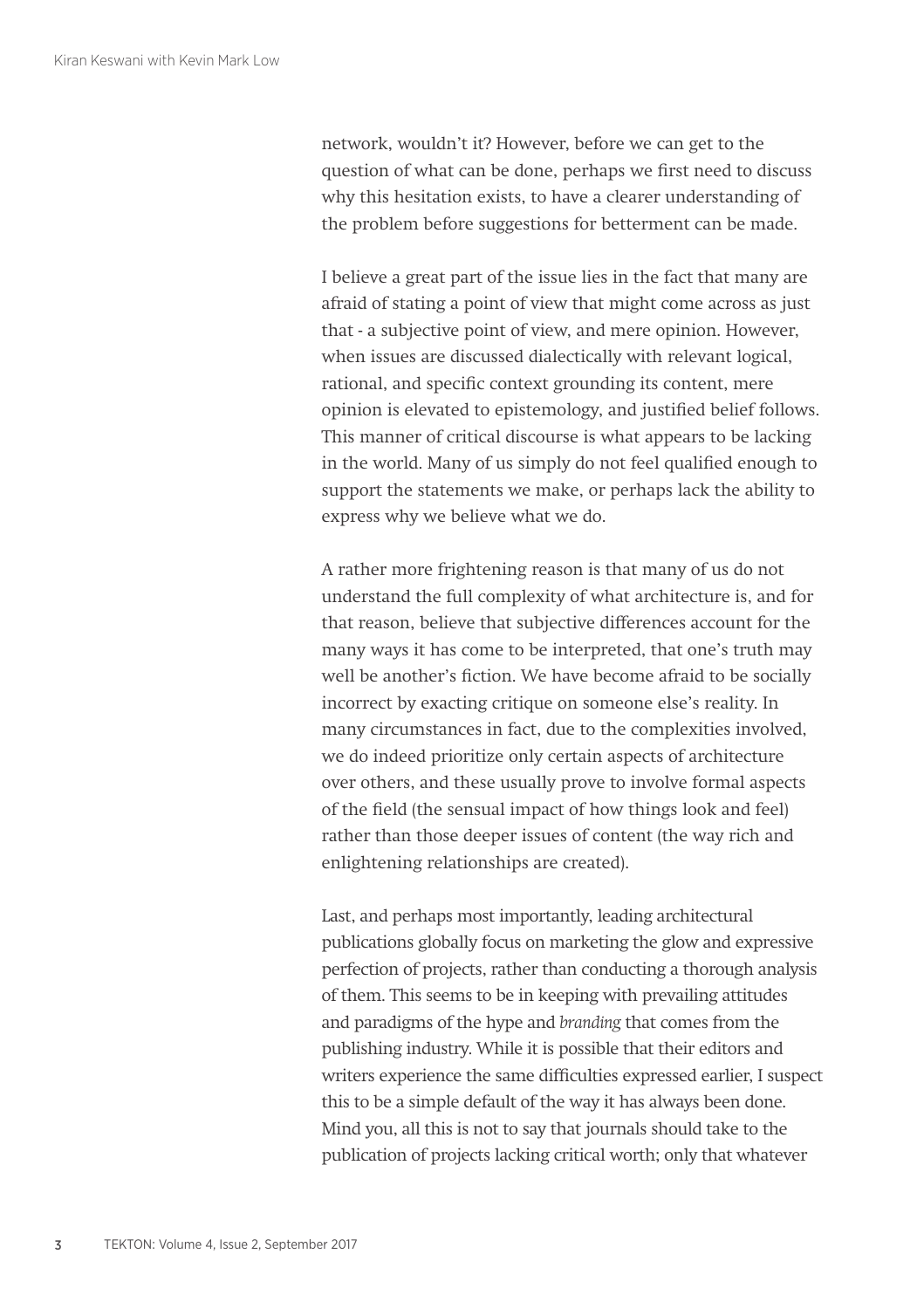network, wouldn't it? However, before we can get to the question of what can be done, perhaps we first need to discuss why this hesitation exists, to have a clearer understanding of the problem before suggestions for betterment can be made.

I believe a great part of the issue lies in the fact that many are afraid of stating a point of view that might come across as just that - a subjective point of view, and mere opinion. However, when issues are discussed dialectically with relevant logical, rational, and specific context grounding its content, mere opinion is elevated to epistemology, and justified belief follows. This manner of critical discourse is what appears to be lacking in the world. Many of us simply do not feel qualified enough to support the statements we make, or perhaps lack the ability to express why we believe what we do.

A rather more frightening reason is that many of us do not understand the full complexity of what architecture is, and for that reason, believe that subjective differences account for the many ways it has come to be interpreted, that one's truth may well be another's fiction. We have become afraid to be socially incorrect by exacting critique on someone else's reality. In many circumstances in fact, due to the complexities involved, we do indeed prioritize only certain aspects of architecture over others, and these usually prove to involve formal aspects of the field (the sensual impact of how things look and feel) rather than those deeper issues of content (the way rich and enlightening relationships are created).

Last, and perhaps most importantly, leading architectural publications globally focus on marketing the glow and expressive perfection of projects, rather than conducting a thorough analysis of them. This seems to be in keeping with prevailing attitudes and paradigms of the hype and *branding* that comes from the publishing industry. While it is possible that their editors and writers experience the same difficulties expressed earlier, I suspect this to be a simple default of the way it has always been done. Mind you, all this is not to say that journals should take to the publication of projects lacking critical worth; only that whatever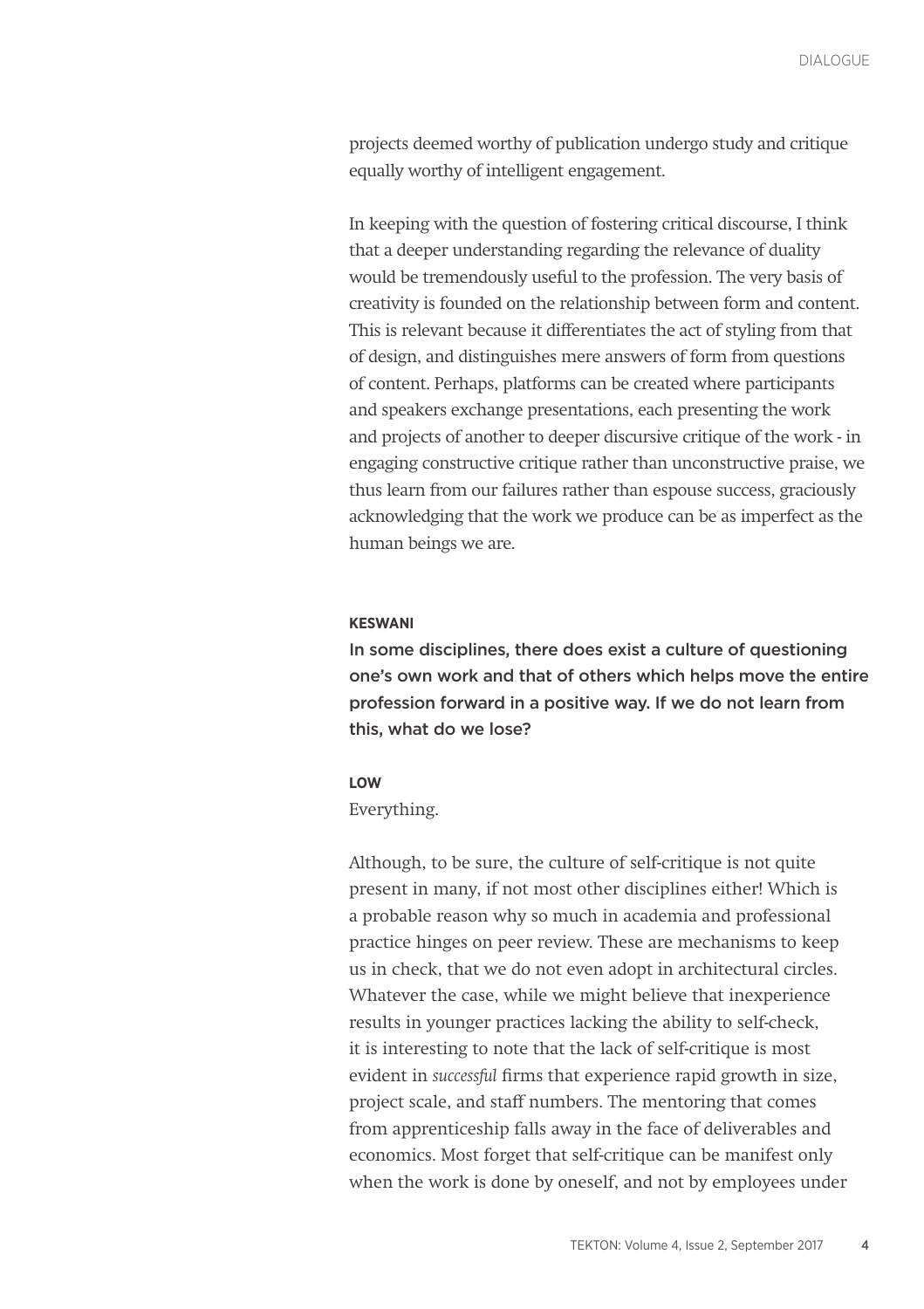projects deemed worthy of publication undergo study and critique equally worthy of intelligent engagement.

In keeping with the question of fostering critical discourse, I think that a deeper understanding regarding the relevance of duality would be tremendously useful to the profession. The very basis of creativity is founded on the relationship between form and content. This is relevant because it differentiates the act of styling from that of design, and distinguishes mere answers of form from questions of content. Perhaps, platforms can be created where participants and speakers exchange presentations, each presenting the work and projects of another to deeper discursive critique of the work - in engaging constructive critique rather than unconstructive praise, we thus learn from our failures rather than espouse success, graciously acknowledging that the work we produce can be as imperfect as the human beings we are.

**KESWANI**

In some disciplines, there does exist a culture of questioning one's own work and that of others which helps move the entire profession forward in a positive way. If we do not learn from this, what do we lose?

**LOW**

Everything.

Although, to be sure, the culture of self-critique is not quite present in many, if not most other disciplines either! Which is a probable reason why so much in academia and professional practice hinges on peer review. These are mechanisms to keep us in check, that we do not even adopt in architectural circles. Whatever the case, while we might believe that inexperience results in younger practices lacking the ability to self-check, it is interesting to note that the lack of self-critique is most evident in *successful* firms that experience rapid growth in size, project scale, and staff numbers. The mentoring that comes from apprenticeship falls away in the face of deliverables and economics. Most forget that self-critique can be manifest only when the work is done by oneself, and not by employees under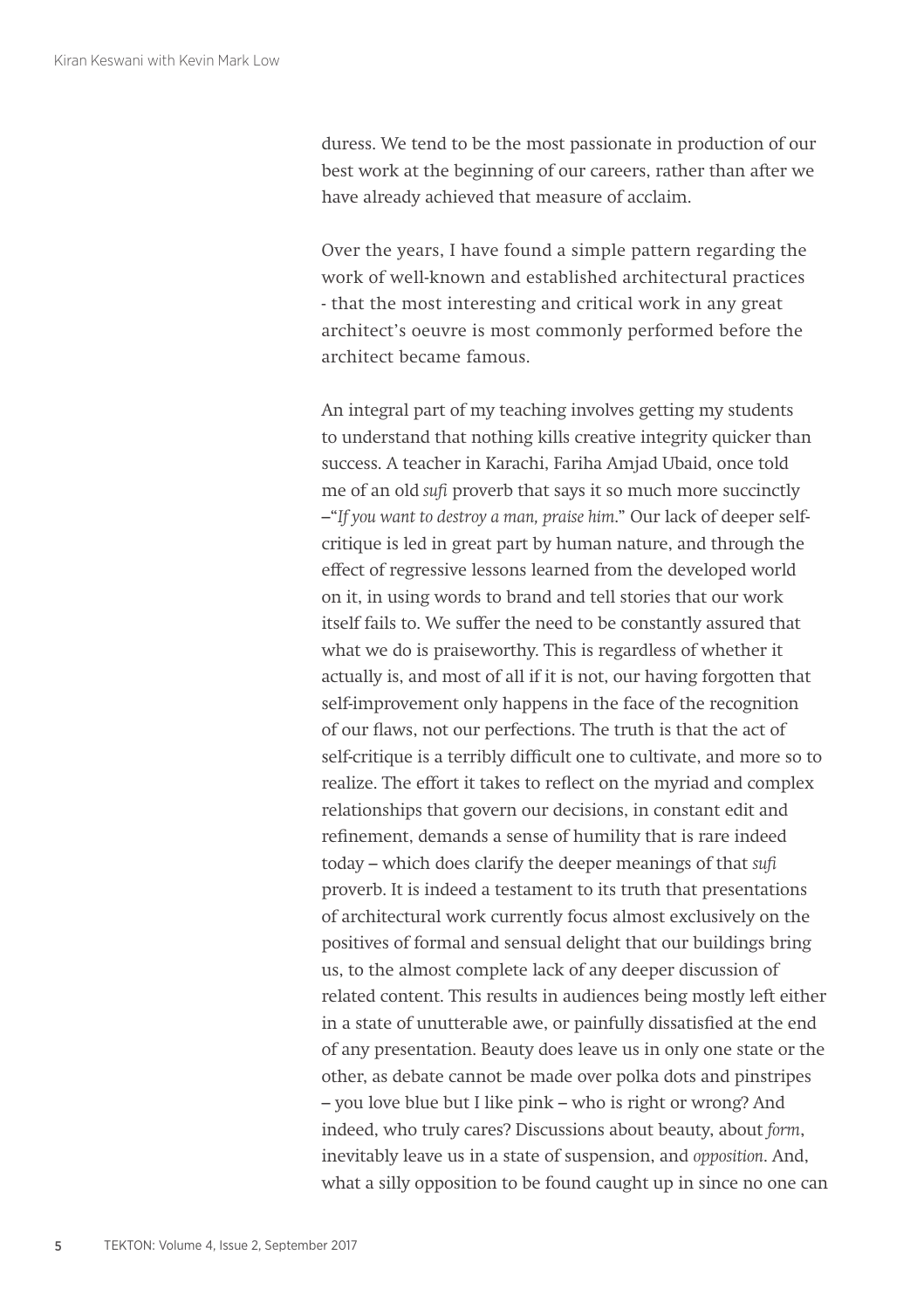duress. We tend to be the most passionate in production of our best work at the beginning of our careers, rather than after we have already achieved that measure of acclaim.

Over the years, I have found a simple pattern regarding the work of well-known and established architectural practices - that the most interesting and critical work in any great architect's oeuvre is most commonly performed before the architect became famous.

An integral part of my teaching involves getting my students to understand that nothing kills creative integrity quicker than success. A teacher in Karachi, Fariha Amjad Ubaid, once told me of an old *sufi* proverb that says it so much more succinctly –"*If you want to destroy a man, praise him.*" Our lack of deeper self-critique is led in great part by human nature, and through the effect of regressive lessons learned from the developed world on it, in using words to brand and tell stories that our work itself fails to. We suffer the need to be constantly assured that what we do is praiseworthy. This is regardless of whether it actually is, and most of all if it is not, our having forgotten that self-improvement only happens in the face of the recognition of our flaws, not our perfections. The truth is that the act of self-critique is a terribly difficult one to cultivate, and more so to realize. The effort it takes to reflect on the myriad and complex relationships that govern our decisions, in constant edit and refinement, demands a sense of humility that is rare indeed today – which does clarify the deeper meanings of that *sufi* proverb. It is indeed a testament to its truth that presentations of architectural work currently focus almost exclusively on the positives of formal and sensual delight that our buildings bring us, to the almost complete lack of any deeper discussion of related content. This results in audiences being mostly left either in a state of unutterable awe, or painfully dissatisfied at the end of any presentation. Beauty does leave us in only one state or the other, as debate cannot be made over polka dots and pinstripes – you love blue but I like pink – who is right or wrong? And indeed, who truly cares? Discussions about beauty, about *form*, inevitably leave us in a state of suspension, and *opposition*. And, what a silly opposition to be found caught up in since no one can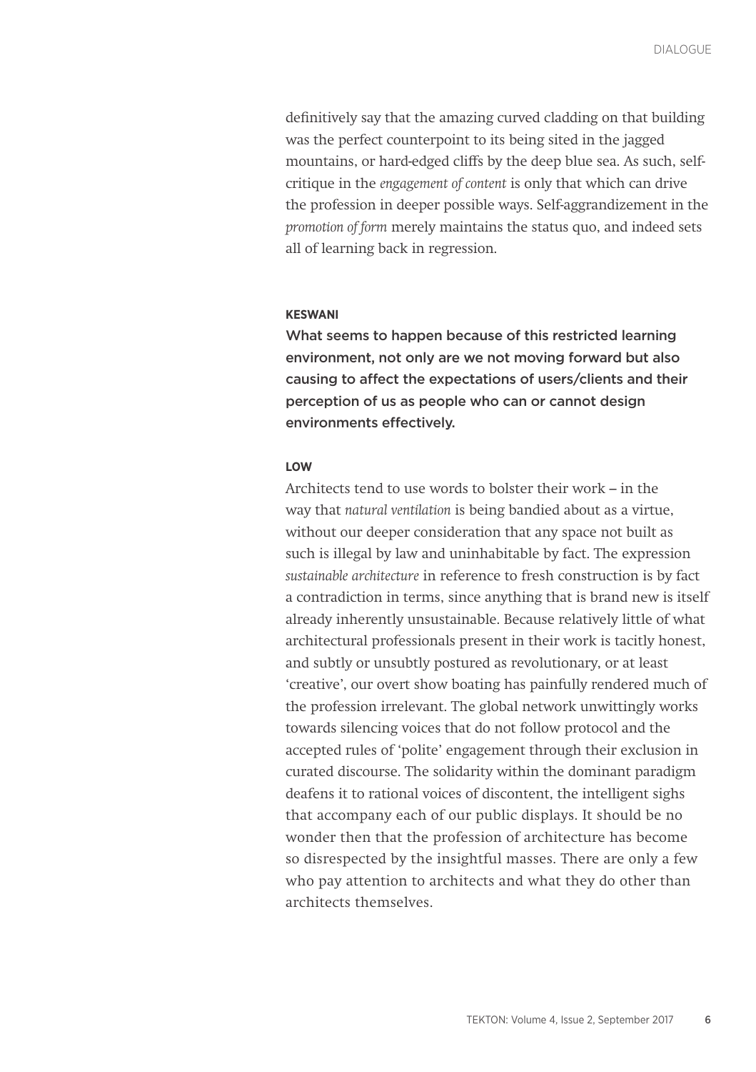definitively say that the amazing curved cladding on that building was the perfect counterpoint to its being sited in the jagged mountains, or hard-edged cliffs by the deep blue sea. As such, self-critique in the *engagement of content* is only that which can drive the profession in deeper possible ways. Self-aggrandizement in the *promotion of form* merely maintains the status quo, and indeed sets all of learning back in regression.

**KESWANI**

**What seems to happen because of this restricted learning environment, not only are we not moving forward but also causing to affect the expectations of users/clients and their perception of us as people who can or cannot design environments effectively.**

**LOW**

Architects tend to use words to bolster their work – in the way that *natural ventilation* is being bandied about as a virtue, without our deeper consideration that any space not built as such is illegal by law and uninhabitable by fact. The expression *sustainable architecture* in reference to fresh construction is by fact a contradiction in terms, since anything that is brand new is itself already inherently unsustainable. Because relatively little of what architectural professionals present in their work is tacitly honest, and subtly or unsubtly postured as revolutionary, or at least 'creative', our overt show boating has painfully rendered much of the profession irrelevant. The global network unwittingly works towards silencing voices that do not follow protocol and the accepted rules of 'polite' engagement through their exclusion in curated discourse. The solidarity within the dominant paradigm deafens it to rational voices of discontent, the intelligent sighs that accompany each of our public displays. It should be no wonder then that the profession of architecture has become so disrespected by the insightful masses. There are only a few who pay attention to architects and what they do other than architects themselves.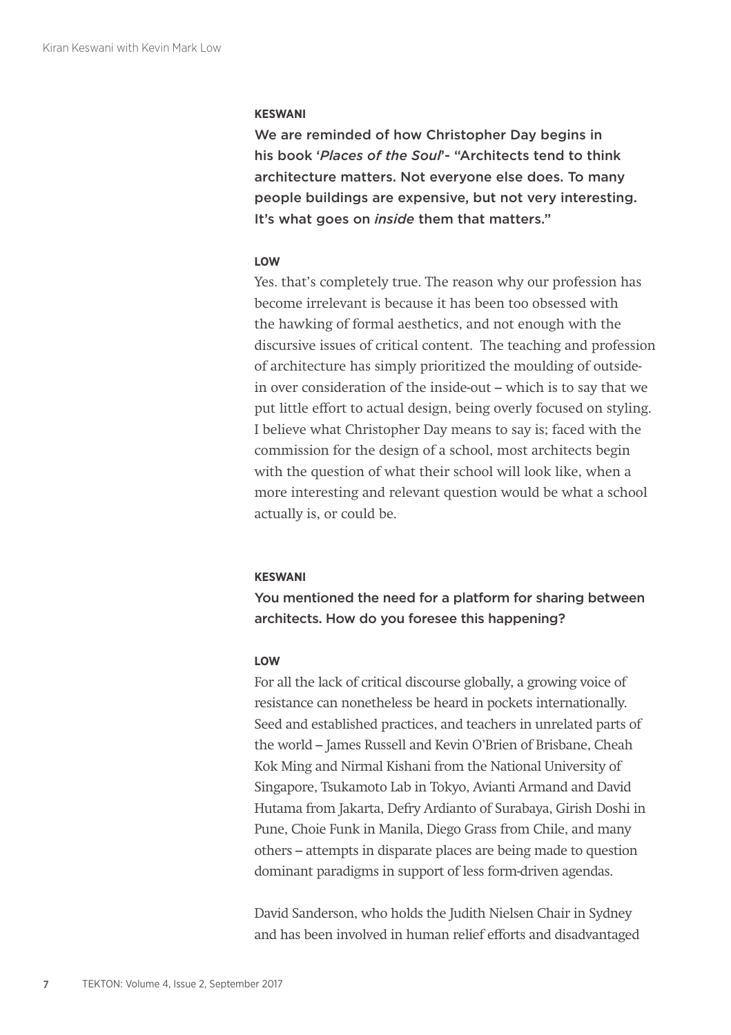**KESWANI**

We are reminded of how Christopher Day begins in his book '*Places of the Soul*'- "Architects tend to think architecture matters. Not everyone else does. To many people buildings are expensive, but not very interesting. It's what goes on *inside* them that matters."

**LOW**

Yes. that's completely true. The reason why our profession has become irrelevant is because it has been too obsessed with the hawking of formal aesthetics, and not enough with the discursive issues of critical content. The teaching and profession of architecture has simply prioritized the moulding of outside-in over consideration of the inside-out – which is to say that we put little effort to actual design, being overly focused on styling. I believe what Christopher Day means to say is; faced with the commission for the design of a school, most architects begin with the question of what their school will look like, when a more interesting and relevant question would be what a school actually is, or could be.

**KESWANI**

You mentioned the need for a platform for sharing between architects. How do you foresee this happening?

**LOW**

For all the lack of critical discourse globally, a growing voice of resistance can nonetheless be heard in pockets internationally. Seed and established practices, and teachers in unrelated parts of the world – James Russell and Kevin O'Brien of Brisbane, Cheah Kok Ming and Nirmal Kishani from the National University of Singapore, Tsukamoto Lab in Tokyo, Avianti Armand and David Hutama from Jakarta, Defry Ardianto of Surabaya, Girish Doshi in Pune, Choie Funk in Manila, Diego Grass from Chile, and many others – attempts in disparate places are being made to question dominant paradigms in support of less form-driven agendas.

David Sanderson, who holds the Judith Nielsen Chair in Sydney and has been involved in human relief efforts and disadvantaged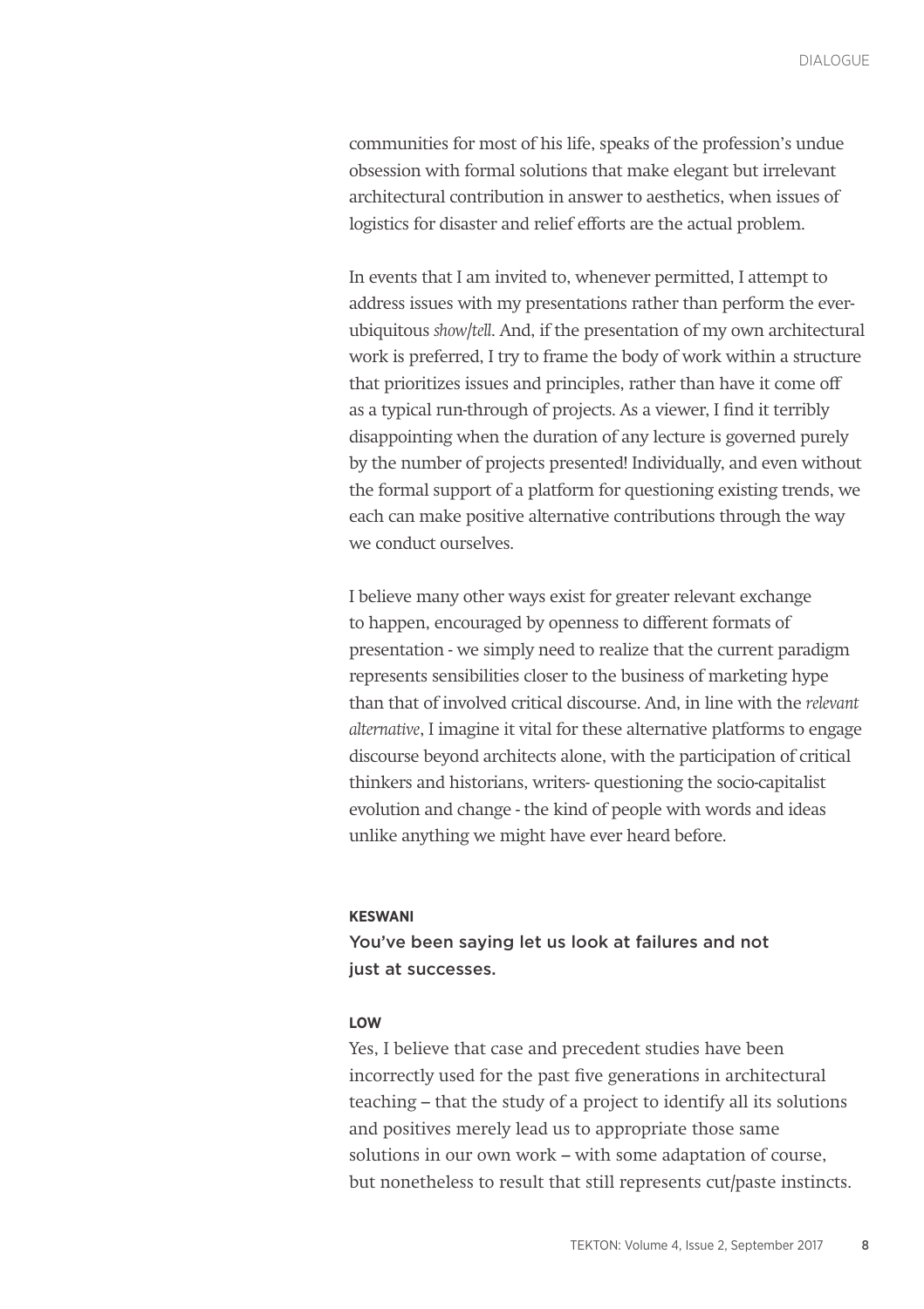communities for most of his life, speaks of the profession's undue obsession with formal solutions that make elegant but irrelevant architectural contribution in answer to aesthetics, when issues of logistics for disaster and relief efforts are the actual problem.

In events that I am invited to, whenever permitted, I attempt to address issues with my presentations rather than perform the ever-ubiquitous *show/tell*. And, if the presentation of my own architectural work is preferred, I try to frame the body of work within a structure that prioritizes issues and principles, rather than have it come off as a typical run-through of projects. As a viewer, I find it terribly disappointing when the duration of any lecture is governed purely by the number of projects presented! Individually, and even without the formal support of a platform for questioning existing trends, we each can make positive alternative contributions through the way we conduct ourselves.

I believe many other ways exist for greater relevant exchange to happen, encouraged by openness to different formats of presentation - we simply need to realize that the current paradigm represents sensibilities closer to the business of marketing hype than that of involved critical discourse. And, in line with the *relevant alternative*, I imagine it vital for these alternative platforms to engage discourse beyond architects alone, with the participation of critical thinkers and historians, writers- questioning the socio-capitalist evolution and change - the kind of people with words and ideas unlike anything we might have ever heard before.

**KESWANI**

You've been saying let us look at failures and not just at successes.

**LOW**

Yes, I believe that case and precedent studies have been incorrectly used for the past five generations in architectural teaching – that the study of a project to identify all its solutions and positives merely lead us to appropriate those same solutions in our own work – with some adaptation of course, but nonetheless to result that still represents cut/paste instincts.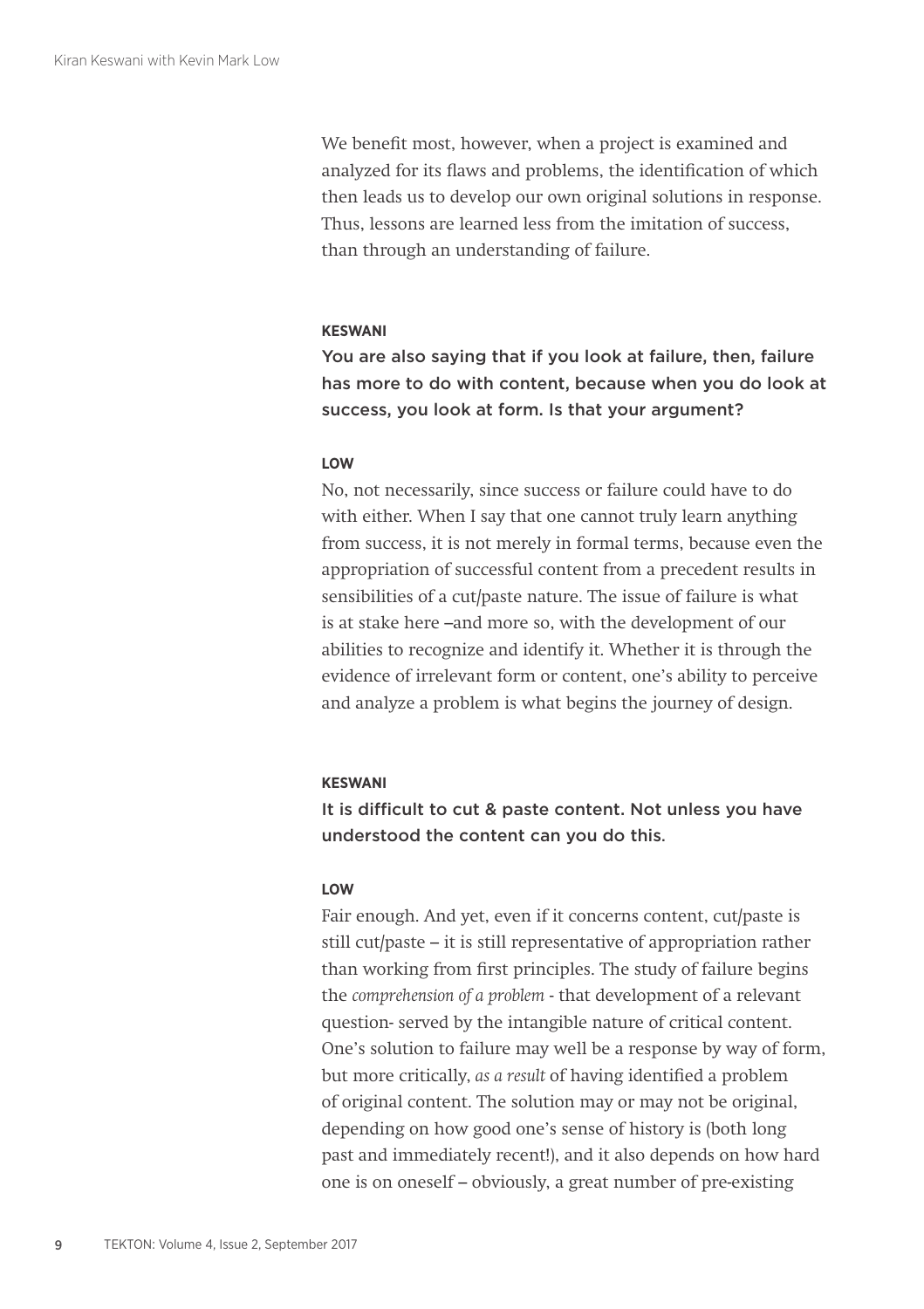We benefit most, however, when a project is examined and analyzed for its flaws and problems, the identification of which then leads us to develop our own original solutions in response. Thus, lessons are learned less from the imitation of success, than through an understanding of failure.

**KESWANI**

You are also saying that if you look at failure, then, failure has more to do with content, because when you do look at success, you look at form. Is that your argument?

**LOW**

No, not necessarily, since success or failure could have to do with either. When I say that one cannot truly learn anything from success, it is not merely in formal terms, because even the appropriation of successful content from a precedent results in sensibilities of a cut/paste nature. The issue of failure is what is at stake here –and more so, with the development of our abilities to recognize and identify it. Whether it is through the evidence of irrelevant form or content, one's ability to perceive and analyze a problem is what begins the journey of design.

**KESWANI**

It is difficult to cut & paste content. Not unless you have understood the content can you do this.

**LOW**

Fair enough. And yet, even if it concerns content, cut/paste is still cut/paste – it is still representative of appropriation rather than working from first principles. The study of failure begins the *comprehension of a problem* - that development of a relevant question- served by the intangible nature of critical content. One's solution to failure may well be a response by way of form, but more critically, *as a result* of having identified a problem of original content. The solution may or may not be original, depending on how good one's sense of history is (both long past and immediately recent!), and it also depends on how hard one is on oneself – obviously, a great number of pre-existing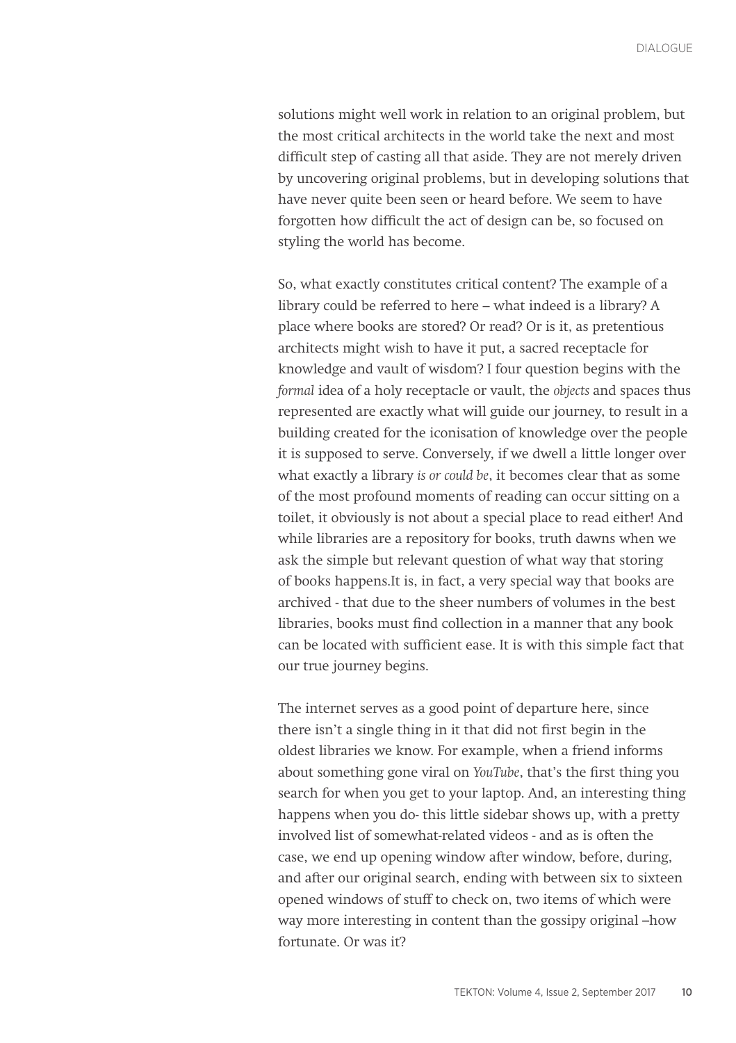solutions might well work in relation to an original problem, but the most critical architects in the world take the next and most difficult step of casting all that aside. They are not merely driven by uncovering original problems, but in developing solutions that have never quite been seen or heard before. We seem to have forgotten how difficult the act of design can be, so focused on styling the world has become.

So, what exactly constitutes critical content? The example of a library could be referred to here – what indeed is a library? A place where books are stored? Or read? Or is it, as pretentious architects might wish to have it put, a sacred receptacle for knowledge and vault of wisdom? I four question begins with the *formal* idea of a holy receptacle or vault, the *objects* and spaces thus represented are exactly what will guide our journey, to result in a building created for the iconisation of knowledge over the people it is supposed to serve. Conversely, if we dwell a little longer over what exactly a library *is or could be*, it becomes clear that as some of the most profound moments of reading can occur sitting on a toilet, it obviously is not about a special place to read either! And while libraries are a repository for books, truth dawns when we ask the simple but relevant question of what way that storing of books happens.It is, in fact, a very special way that books are archived - that due to the sheer numbers of volumes in the best libraries, books must find collection in a manner that any book can be located with sufficient ease. It is with this simple fact that our true journey begins.

The internet serves as a good point of departure here, since there isn't a single thing in it that did not first begin in the oldest libraries we know. For example, when a friend informs about something gone viral on *YouTube*, that's the first thing you search for when you get to your laptop. And, an interesting thing happens when you do- this little sidebar shows up, with a pretty involved list of somewhat-related videos - and as is often the case, we end up opening window after window, before, during, and after our original search, ending with between six to sixteen opened windows of stuff to check on, two items of which were way more interesting in content than the gossipy original –how fortunate. Or was it?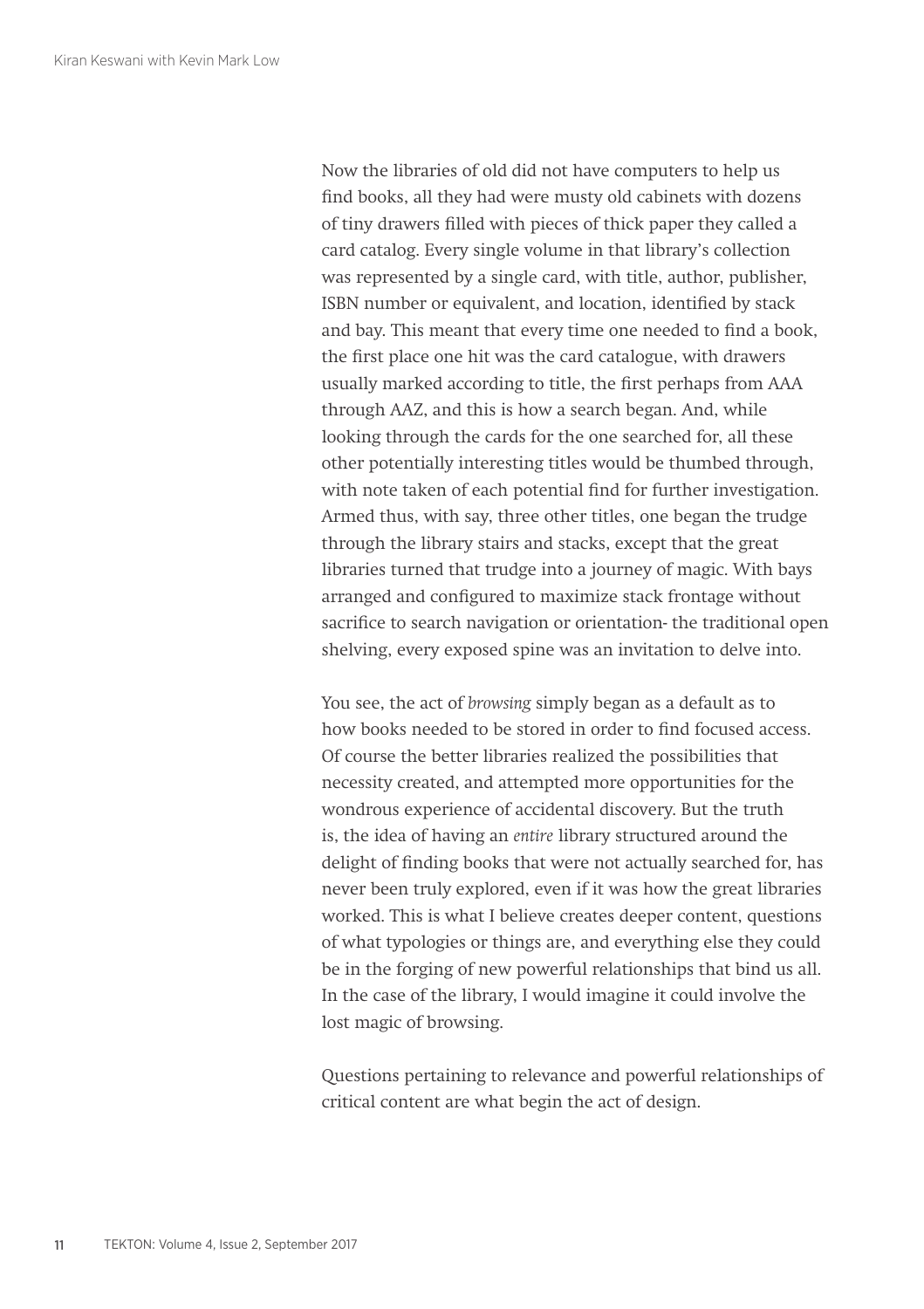Now the libraries of old did not have computers to help us find books, all they had were musty old cabinets with dozens of tiny drawers filled with pieces of thick paper they called a card catalog. Every single volume in that library's collection was represented by a single card, with title, author, publisher, ISBN number or equivalent, and location, identified by stack and bay. This meant that every time one needed to find a book, the first place one hit was the card catalogue, with drawers usually marked according to title, the first perhaps from AAA through AAZ, and this is how a search began. And, while looking through the cards for the one searched for, all these other potentially interesting titles would be thumbed through, with note taken of each potential find for further investigation. Armed thus, with say, three other titles, one began the trudge through the library stairs and stacks, except that the great libraries turned that trudge into a journey of magic. With bays arranged and configured to maximize stack frontage without sacrifice to search navigation or orientation- the traditional open shelving, every exposed spine was an invitation to delve into.

You see, the act of *browsing* simply began as a default as to how books needed to be stored in order to find focused access. Of course the better libraries realized the possibilities that necessity created, and attempted more opportunities for the wondrous experience of accidental discovery. But the truth is, the idea of having an *entire* library structured around the delight of finding books that were not actually searched for, has never been truly explored, even if it was how the great libraries worked. This is what I believe creates deeper content, questions of what typologies or things are, and everything else they could be in the forging of new powerful relationships that bind us all. In the case of the library, I would imagine it could involve the lost magic of browsing.

Questions pertaining to relevance and powerful relationships of critical content are what begin the act of design.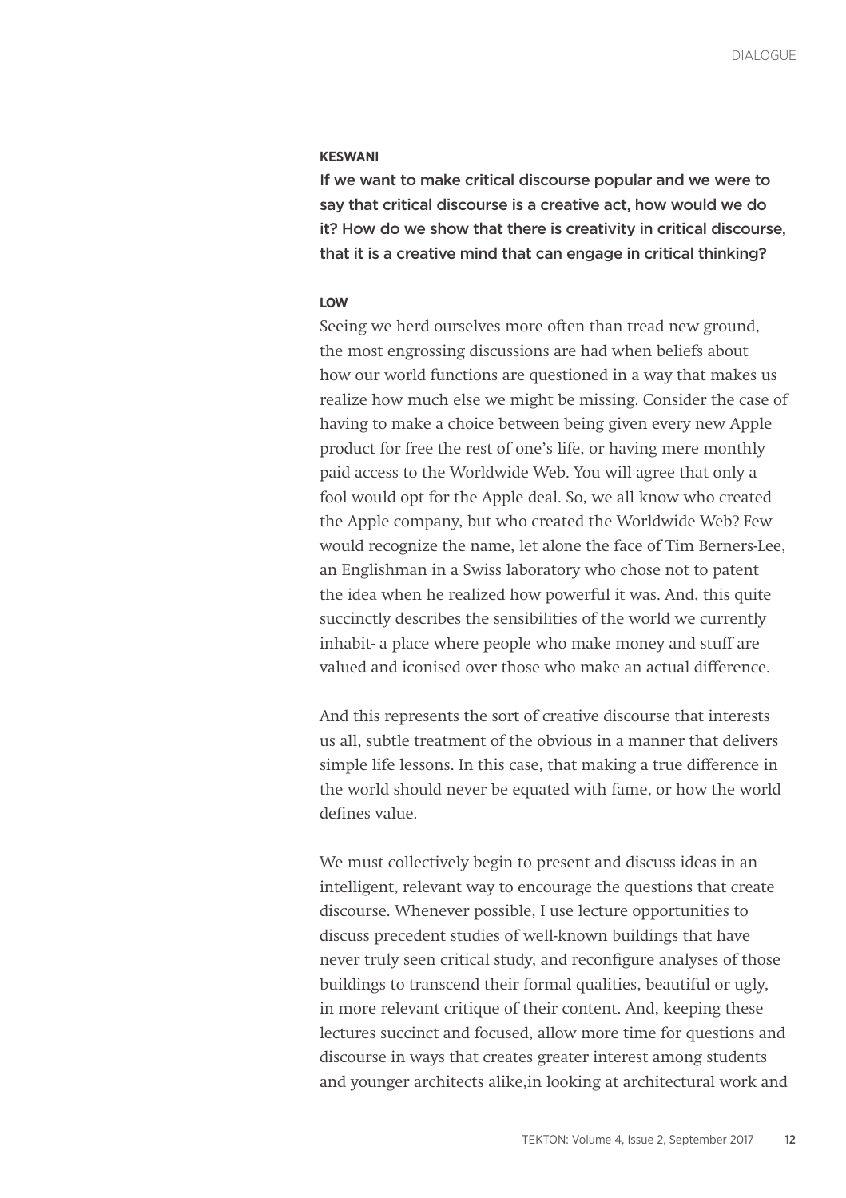**KESWANI**

If we want to make critical discourse popular and we were to say that critical discourse is a creative act, how would we do it? How do we show that there is creativity in critical discourse, that it is a creative mind that can engage in critical thinking?

**LOW**

Seeing we herd ourselves more often than tread new ground, the most engrossing discussions are had when beliefs about how our world functions are questioned in a way that makes us realize how much else we might be missing. Consider the case of having to make a choice between being given every new Apple product for free the rest of one's life, or having mere monthly paid access to the Worldwide Web. You will agree that only a fool would opt for the Apple deal. So, we all know who created the Apple company, but who created the Worldwide Web? Few would recognize the name, let alone the face of Tim Berners-Lee, an Englishman in a Swiss laboratory who chose not to patent the idea when he realized how powerful it was. And, this quite succinctly describes the sensibilities of the world we currently inhabit- a place where people who make money and stuff are valued and iconised over those who make an actual difference.

And this represents the sort of creative discourse that interests us all, subtle treatment of the obvious in a manner that delivers simple life lessons. In this case, that making a true difference in the world should never be equated with fame, or how the world defines value.

We must collectively begin to present and discuss ideas in an intelligent, relevant way to encourage the questions that create discourse. Whenever possible, I use lecture opportunities to discuss precedent studies of well-known buildings that have never truly seen critical study, and reconfigure analyses of those buildings to transcend their formal qualities, beautiful or ugly, in more relevant critique of their content. And, keeping these lectures succinct and focused, allow more time for questions and discourse in ways that creates greater interest among students and younger architects alike,in looking at architectural work and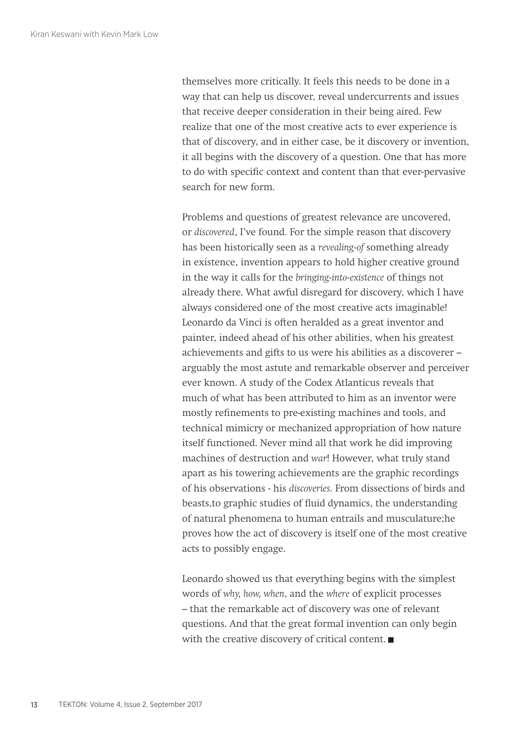themselves more critically. It feels this needs to be done in a way that can help us discover, reveal undercurrents and issues that receive deeper consideration in their being aired. Few realize that one of the most creative acts to ever experience is that of discovery, and in either case, be it discovery or invention, it all begins with the discovery of a question. One that has more to do with specific context and content than that ever-pervasive search for new form.

Problems and questions of greatest relevance are uncovered, or *discovered*, I've found. For the simple reason that discovery has been historically seen as a *revealing-of* something already in existence, invention appears to hold higher creative ground in the way it calls for the *bringing-into-existence* of things not already there. What awful disregard for discovery, which I have always considered one of the most creative acts imaginable! Leonardo da Vinci is often heralded as a great inventor and painter, indeed ahead of his other abilities, when his greatest achievements and gifts to us were his abilities as a discoverer – arguably the most astute and remarkable observer and perceiver ever known. A study of the Codex Atlanticus reveals that much of what has been attributed to him as an inventor were mostly refinements to pre-existing machines and tools, and technical mimicry or mechanized appropriation of how nature itself functioned. Never mind all that work he did improving machines of destruction and *war*! However, what truly stand apart as his towering achievements are the graphic recordings of his observations - his *discoveries*. From dissections of birds and beasts,to graphic studies of fluid dynamics, the understanding of natural phenomena to human entrails and musculature;he proves how the act of discovery is itself one of the most creative acts to possibly engage.

Leonardo showed us that everything begins with the simplest words of *why, how, when*, and the *where* of explicit processes – that the remarkable act of discovery was one of relevant questions. And that the great formal invention can only begin with the creative discovery of critical content. ■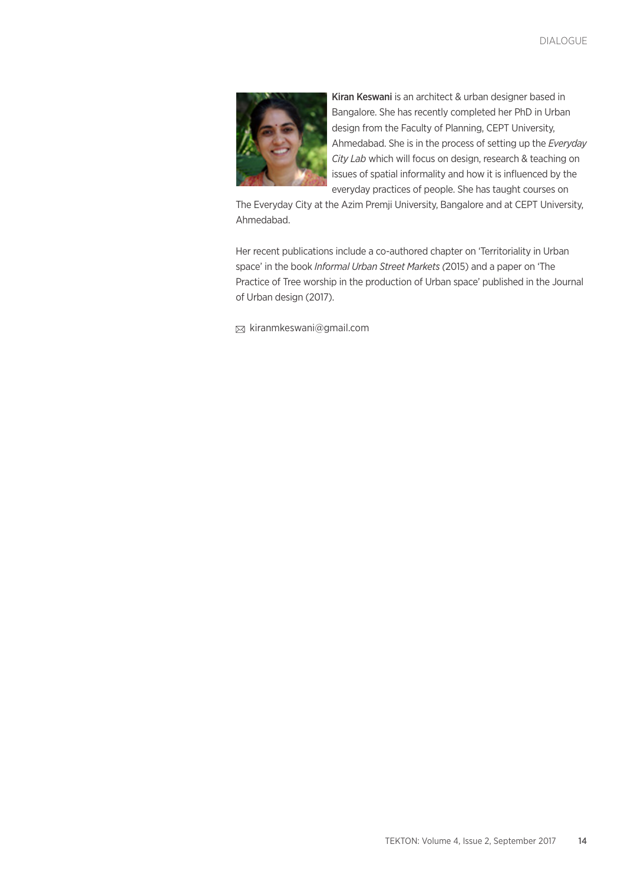**Kiran Keswani** is an architect & urban designer based in Bangalore. She has recently completed her PhD in Urban design from the Faculty of Planning, CEPT University, Ahmedabad. She is in the process of setting up the *Everyday City Lab* which will focus on design, research & teaching on issues of spatial informality and how it is influenced by the everyday practices of people. She has taught courses on The Everyday City at the Azim Premji University, Bangalore and at CEPT University, Ahmedabad.

Her recent publications include a co-authored chapter on 'Territoriality in Urban space' in the book *Informal Urban Street Markets (*2015) and a paper on 'The Practice of Tree worship in the production of Urban space' published in the Journal of Urban design (2017).

✉ kiranmkeswani@gmail.com